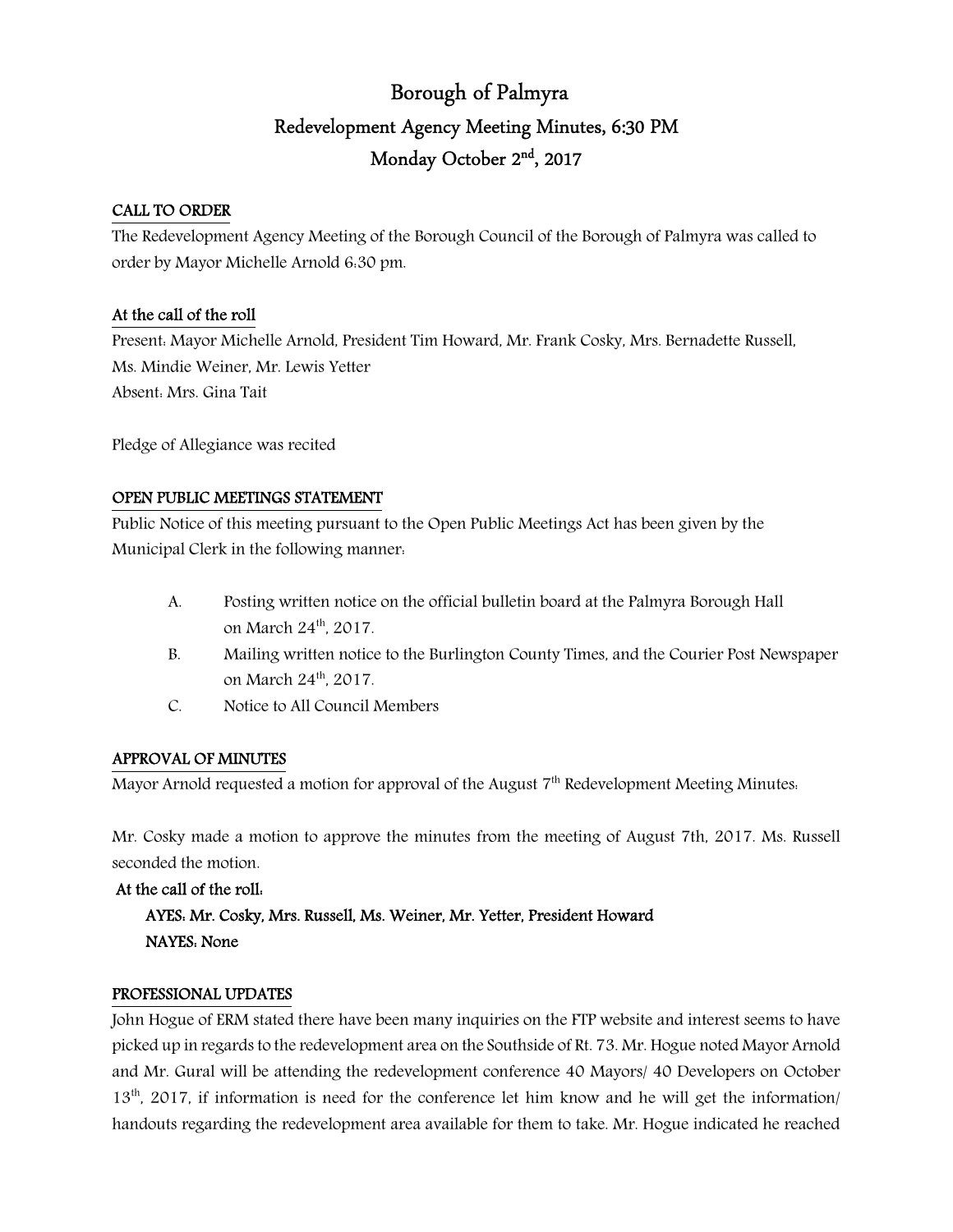# Borough of Palmyra

## Redevelopment Agency Meeting Minutes, 6:30 PM

## Monday October 2nd, 2017

**CALL TO ORDER**

The Redevelopment Agency Meeting of the Borough Council of the Borough of Palmyra was called to order by Mayor Michelle Arnold 6:30 pm.

**At the call of the roll**

Present: Mayor Michelle Arnold, President Tim Howard, Mr. Frank Cosky, Mrs. Bernadette Russell, Ms. Mindie Weiner, Mr. Lewis Yetter

Absent: Mrs. Gina Tait

Pledge of Allegiance was recited

**OPEN PUBLIC MEETINGS STATEMENT**

Public Notice of this meeting pursuant to the Open Public Meetings Act has been given by the Municipal Clerk in the following manner:

A. Posting written notice on the official bulletin board at the Palmyra Borough Hall on March 24th, 2017.

B. Mailing written notice to the Burlington County Times, and the Courier Post Newspaper on March 24th, 2017.

C. Notice to All Council Members

**APPROVAL OF MINUTES**

Mayor Arnold requested a motion for approval of the August 7th Redevelopment Meeting Minutes:

Mr. Cosky made a motion to approve the minutes from the meeting of August 7th, 2017. Ms. Russell seconded the motion.

**At the call of the roll:**

**AYES: Mr. Cosky, Mrs. Russell, Ms. Weiner, Mr. Yetter, President Howard**

**NAYES: None**

**PROFESSIONAL UPDATES**

John Hogue of ERM stated there have been many inquiries on the FTP website and interest seems to have picked up in regards to the redevelopment area on the Southside of Rt. 73. Mr. Hogue noted Mayor Arnold and Mr. Gural will be attending the redevelopment conference 40 Mayors/ 40 Developers on October 13th, 2017, if information is need for the conference let him know and he will get the information/ handouts regarding the redevelopment area available for them to take. Mr. Hogue indicated he reached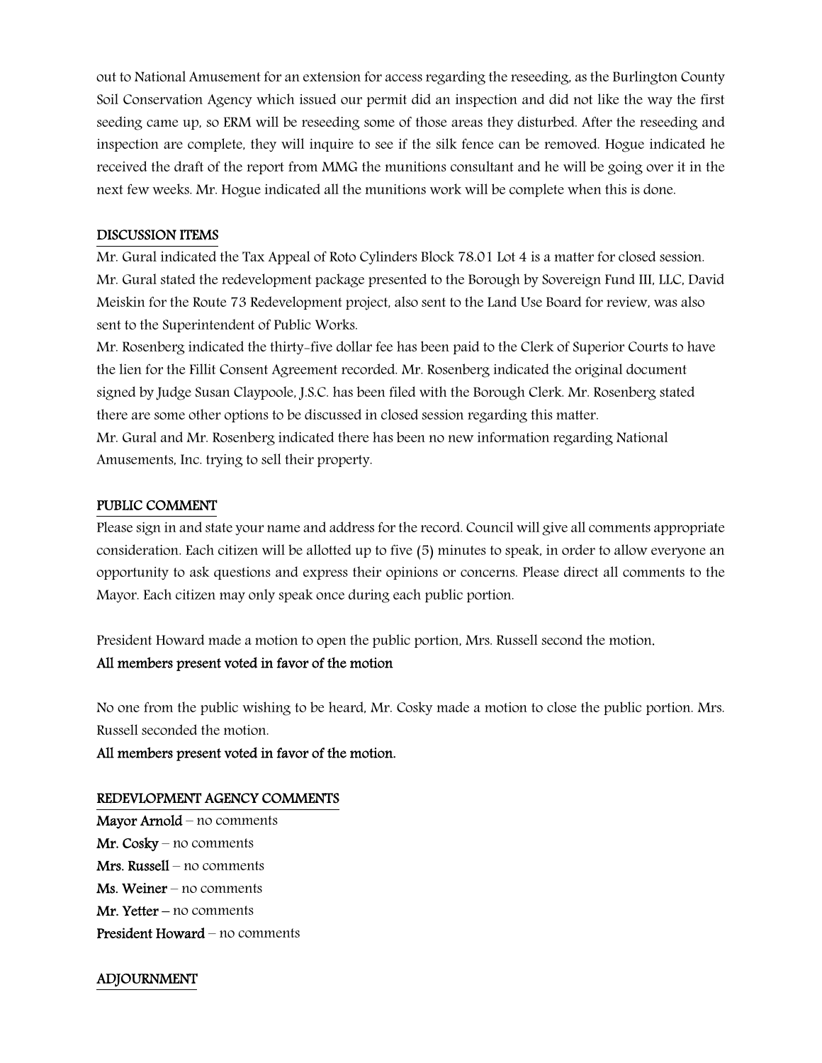out to National Amusement for an extension for access regarding the reseeding, as the Burlington County Soil Conservation Agency which issued our permit did an inspection and did not like the way the first seeding came up, so ERM will be reseeding some of those areas they disturbed. After the reseeding and inspection are complete, they will inquire to see if the silk fence can be removed. Hogue indicated he received the draft of the report from MMG the munitions consultant and he will be going over it in the next few weeks. Mr. Hogue indicated all the munitions work will be complete when this is done.

## DISCUSSION ITEMS

Mr. Gural indicated the Tax Appeal of Roto Cylinders Block 78.01 Lot 4 is a matter for closed session. Mr. Gural stated the redevelopment package presented to the Borough by Sovereign Fund III, LLC, David Meiskin for the Route 73 Redevelopment project, also sent to the Land Use Board for review, was also sent to the Superintendent of Public Works.

Mr. Rosenberg indicated the thirty-five dollar fee has been paid to the Clerk of Superior Courts to have the lien for the Fillit Consent Agreement recorded. Mr. Rosenberg indicated the original document signed by Judge Susan Claypoole, J.S.C. has been filed with the Borough Clerk. Mr. Rosenberg stated there are some other options to be discussed in closed session regarding this matter.

Mr. Gural and Mr. Rosenberg indicated there has been no new information regarding National Amusements, Inc. trying to sell their property.

## PUBLIC COMMENT

Please sign in and state your name and address for the record. Council will give all comments appropriate consideration. Each citizen will be allotted up to five (5) minutes to speak, in order to allow everyone an opportunity to ask questions and express their opinions or concerns. Please direct all comments to the Mayor. Each citizen may only speak once during each public portion.

President Howard made a motion to open the public portion, Mrs. Russell second the motion.

**All members present voted in favor of the motion**

No one from the public wishing to be heard, Mr. Cosky made a motion to close the public portion. Mrs. Russell seconded the motion.

**All members present voted in favor of the motion.**

## REDEVLOPMENT AGENCY COMMENTS

**Mayor Arnold** – no comments
**Mr. Cosky** – no comments
**Mrs. Russell** – no comments
**Ms. Weiner** – no comments
**Mr. Yetter** – no comments
**President Howard** – no comments

## ADJOURNMENT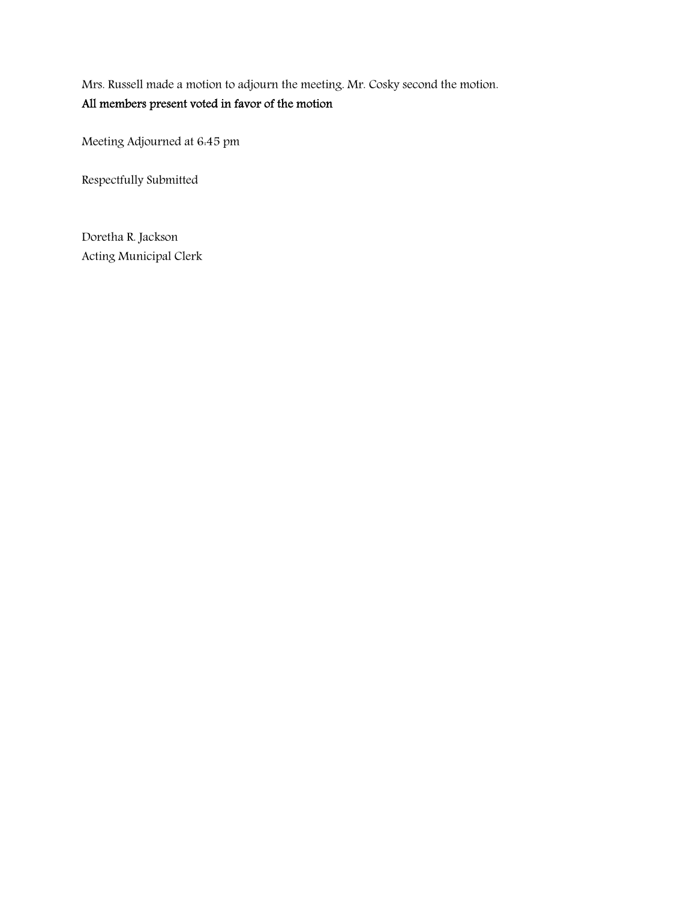Mrs. Russell made a motion to adjourn the meeting. Mr. Cosky second the motion.
**All members present voted in favor of the motion**

Meeting Adjourned at 6:45 pm

Respectfully Submitted

Doretha R. Jackson
Acting Municipal Clerk